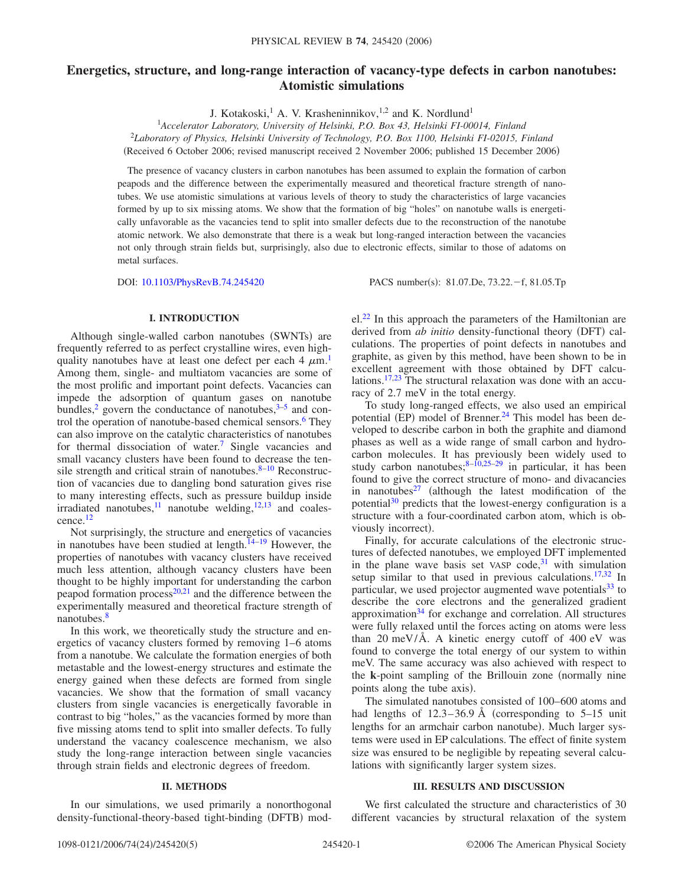# Energetics, structure, and long-range interaction of vacancy-type defects in carbon nanotubes: Atomistic simulations

J. Kotakoski,[1] A. V. Krasheninnikov,[1,2] and K. Nordlund[1]

[1]*Accelerator Laboratory, University of Helsinki, P.O. Box 43, Helsinki FI-00014, Finland*
[2]*Laboratory of Physics, Helsinki University of Technology, P.O. Box 1100, Helsinki FI-02015, Finland*
(Received 6 October 2006; revised manuscript received 2 November 2006; published 15 December 2006)

The presence of vacancy clusters in carbon nanotubes has been assumed to explain the formation of carbon peapods and the difference between the experimentally measured and theoretical fracture strength of nanotubes. We use atomistic simulations at various levels of theory to study the characteristics of large vacancies formed by up to six missing atoms. We show that the formation of big "holes" on nanotube walls is energetically unfavorable as the vacancies tend to split into smaller defects due to the reconstruction of the nanotube atomic network. We also demonstrate that there is a weak but long-ranged interaction between the vacancies not only through strain fields but, surprisingly, also due to electronic effects, similar to those of adatoms on metal surfaces.

DOI: 10.1103/PhysRevB.74.245420 PACS number(s): 81.07.De, 73.22.−f, 81.05.Tp

## I. INTRODUCTION

Although single-walled carbon nanotubes (SWNTs) are frequently referred to as perfect crystalline wires, even high-quality nanotubes have at least one defect per each 4 $\mu$m.[1] Among them, single- and multiatom vacancies are some of the most prolific and important point defects. Vacancies can impede the adsorption of quantum gases on nanotube bundles,[2] govern the conductance of nanotubes,[3–5] and control the operation of nanotube-based chemical sensors.[6] They can also improve on the catalytic characteristics of nanotubes for thermal dissociation of water.[7] Single vacancies and small vacancy clusters have been found to decrease the tensile strength and critical strain of nanotubes.[8–10] Reconstruction of vacancies due to dangling bond saturation gives rise to many interesting effects, such as pressure buildup inside irradiated nanotubes,[11] nanotube welding,[12,13] and coalescence.[12]

Not surprisingly, the structure and energetics of vacancies in nanotubes have been studied at length.[14–19] However, the properties of nanotubes with vacancy clusters have received much less attention, although vacancy clusters have been thought to be highly important for understanding the carbon peapod formation process[20,21] and the difference between the experimentally measured and theoretical fracture strength of nanotubes.[8]

In this work, we theoretically study the structure and energetics of vacancy clusters formed by removing 1–6 atoms from a nanotube. We calculate the formation energies of both metastable and the lowest-energy structures and estimate the energy gained when these defects are formed from single vacancies. We show that the formation of small vacancy clusters from single vacancies is energetically favorable in contrast to big "holes," as the vacancies formed by more than five missing atoms tend to split into smaller defects. To fully understand the vacancy coalescence mechanism, we also study the long-range interaction between single vacancies through strain fields and electronic degrees of freedom.

## II. METHODS

In our simulations, we used primarily a nonorthogonal density-functional-theory-based tight-binding (DFTB) model.[22] In this approach the parameters of the Hamiltonian are derived from *ab initio* density-functional theory (DFT) calculations. The properties of point defects in nanotubes and graphite, as given by this method, have been shown to be in excellent agreement with those obtained by DFT calculations.[17,23] The structural relaxation was done with an accuracy of 2.7 meV in the total energy.

To study long-ranged effects, we also used an empirical potential (EP) model of Brenner.[24] This model has been developed to describe carbon in both the graphite and diamond phases as well as a wide range of small carbon and hydrocarbon molecules. It has previously been widely used to study carbon nanotubes;[8–10,25–29] in particular, it has been found to give the correct structure of mono- and divacancies in nanotubes[27] (although the latest modification of the potential[30] predicts that the lowest-energy configuration is a structure with a four-coordinated carbon atom, which is obviously incorrect).

Finally, for accurate calculations of the electronic structures of defected nanotubes, we employed DFT implemented in the plane wave basis set VASP code,[31] with simulation setup similar to that used in previous calculations.[17,32] In particular, we used projector augmented wave potentials[33] to describe the core electrons and the generalized gradient approximation[34] for exchange and correlation. All structures were fully relaxed until the forces acting on atoms were less than 20 meV/Å. A kinetic energy cutoff of 400 eV was found to converge the total energy of our system to within meV. The same accuracy was also achieved with respect to the **k**-point sampling of the Brillouin zone (normally nine points along the tube axis).

The simulated nanotubes consisted of 100–600 atoms and had lengths of 12.3–36.9 Å (corresponding to 5–15 unit lengths for an armchair carbon nanotube). Much larger systems were used in EP calculations. The effect of finite system size was ensured to be negligible by repeating several calculations with significantly larger system sizes.

## III. RESULTS AND DISCUSSION

We first calculated the structure and characteristics of 30 different vacancies by structural relaxation of the system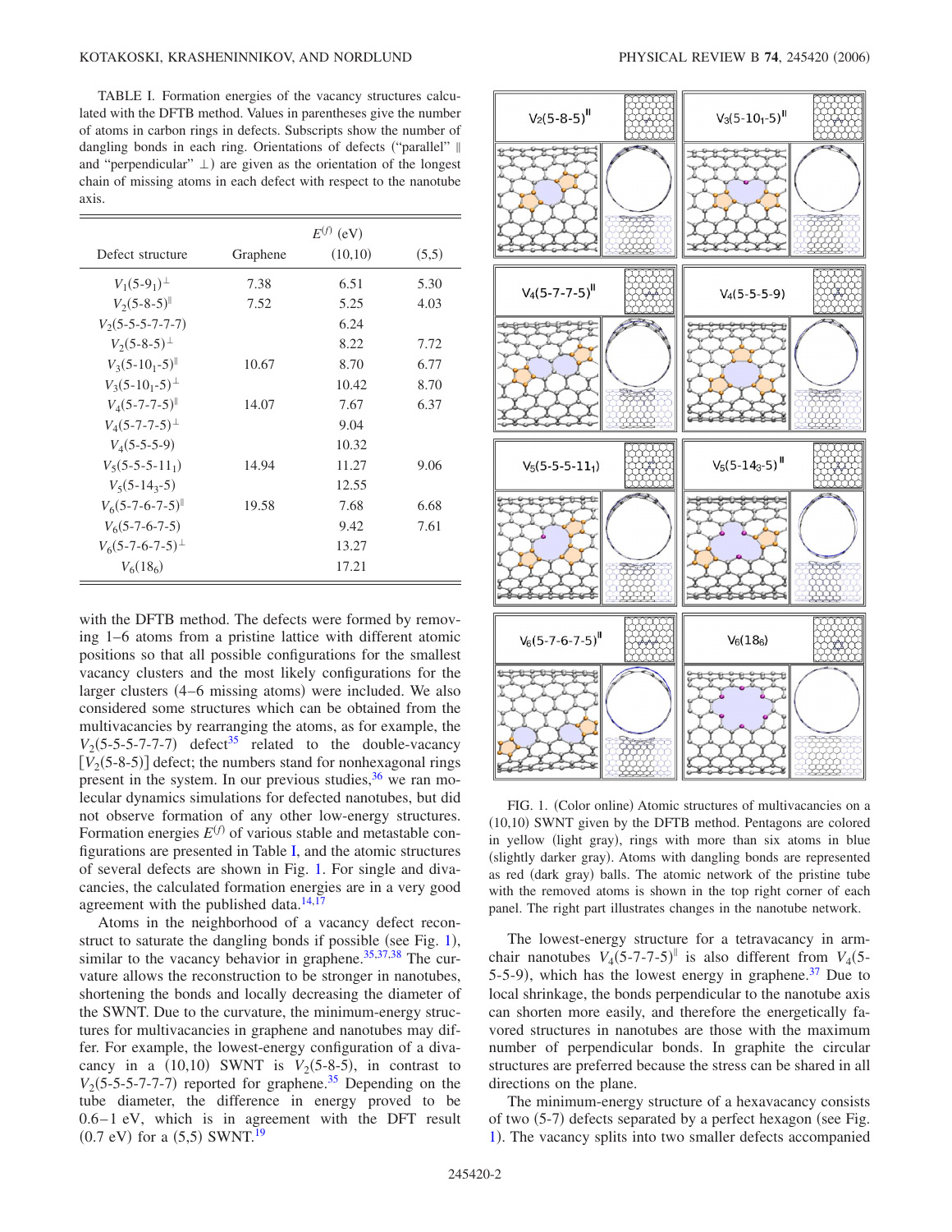TABLE I. Formation energies of the vacancy structures calculated with the DFTB method. Values in parentheses give the number of atoms in carbon rings in defects. Subscripts show the number of dangling bonds in each ring. Orientations of defects ("parallel" ∥ and "perpendicular" ⊥) are given as the orientation of the longest chain of missing atoms in each defect with respect to the nanotube axis.

| Defect structure | Graphene | $E^{(f)}$ (eV) (10,10) | (5,5) |
|---|---|---|---|
| $V_1(5\text{-}9_1)^{\perp}$ | 7.38 | 6.51 | 5.30 |
| $V_2(5\text{-}8\text{-}5)^{\parallel}$ | 7.52 | 5.25 | 4.03 |
| $V_2(5\text{-}5\text{-}5\text{-}7\text{-}7\text{-}7)$ | | 6.24 | |
| $V_2(5\text{-}8\text{-}5)^{\perp}$ | | 8.22 | 7.72 |
| $V_3(5\text{-}10_1\text{-}5)^{\parallel}$ | 10.67 | 8.70 | 6.77 |
| $V_3(5\text{-}10_1\text{-}5)^{\perp}$ | | 10.42 | 8.70 |
| $V_4(5\text{-}7\text{-}7\text{-}5)^{\parallel}$ | 14.07 | 7.67 | 6.37 |
| $V_4(5\text{-}7\text{-}7\text{-}5)^{\perp}$ | | 9.04 | |
| $V_4(5\text{-}5\text{-}5\text{-}9)$ | | 10.32 | |
| $V_5(5\text{-}5\text{-}5\text{-}11_1)$ | 14.94 | 11.27 | 9.06 |
| $V_5(5\text{-}14_3\text{-}5)$ | | 12.55 | |
| $V_6(5\text{-}7\text{-}6\text{-}7\text{-}5)^{\parallel}$ | 19.58 | 7.68 | 6.68 |
| $V_6(5\text{-}7\text{-}6\text{-}7\text{-}5)$ | | 9.42 | 7.61 |
| $V_6(5\text{-}7\text{-}6\text{-}7\text{-}5)^{\perp}$ | | 13.27 | |
| $V_6(18_6)$ | | 17.21 | |

with the DFTB method. The defects were formed by removing 1–6 atoms from a pristine lattice with different atomic positions so that all possible configurations for the smallest vacancy clusters and the most likely configurations for the larger clusters (4–6 missing atoms) were included. We also considered some structures which can be obtained from the multivacancies by rearranging the atoms, as for example, the $V_2(5\text{-}5\text{-}5\text{-}7\text{-}7\text{-}7)$ defect[35] related to the double-vacancy [$V_2(5\text{-}8\text{-}5)$] defect; the numbers stand for nonhexagonal rings present in the system. In our previous studies,[36] we ran molecular dynamics simulations for defected nanotubes, but did not observe formation of any other low-energy structures. Formation energies $E^{(f)}$ of various stable and metastable configurations are presented in Table I, and the atomic structures of several defects are shown in Fig. 1. For single and divacancies, the calculated formation energies are in a very good agreement with the published data.[14,17]

Atoms in the neighborhood of a vacancy defect reconstruct to saturate the dangling bonds if possible (see Fig. 1), similar to the vacancy behavior in graphene.[35,37,38] The curvature allows the reconstruction to be stronger in nanotubes, shortening the bonds and locally decreasing the diameter of the SWNT. Due to the curvature, the minimum-energy structures for multivacancies in graphene and nanotubes may differ. For example, the lowest-energy configuration of a divacancy in a (10,10) SWNT is $V_2(5\text{-}8\text{-}5)$, in contrast to $V_2(5\text{-}5\text{-}5\text{-}7\text{-}7\text{-}7)$ reported for graphene.[35] Depending on the tube diameter, the difference in energy proved to be 0.6–1 eV, which is in agreement with the DFT result (0.7 eV) for a (5,5) SWNT.[19]

FIG. 1. (Color online) Atomic structures of multivacancies on a (10,10) SWNT given by the DFTB method. Pentagons are colored in yellow (light gray), rings with more than six atoms in blue (slightly darker gray). Atoms with dangling bonds are represented as red (dark gray) balls. The atomic network of the pristine tube with the removed atoms is shown in the top right corner of each panel. The right part illustrates changes in the nanotube network.

The lowest-energy structure for a tetravacancy in armchair nanotubes $V_4(5\text{-}7\text{-}7\text{-}5)^{\parallel}$ is also different from $V_4(5\text{-}5\text{-}5\text{-}9)$, which has the lowest energy in graphene.[37] Due to local shrinkage, the bonds perpendicular to the nanotube axis can shorten more easily, and therefore the energetically favored structures in nanotubes are those with the maximum number of perpendicular bonds. In graphite the circular structures are preferred because the stress can be shared in all directions on the plane.

The minimum-energy structure of a hexavacancy consists of two (5-7) defects separated by a perfect hexagon (see Fig. 1). The vacancy splits into two smaller defects accompanied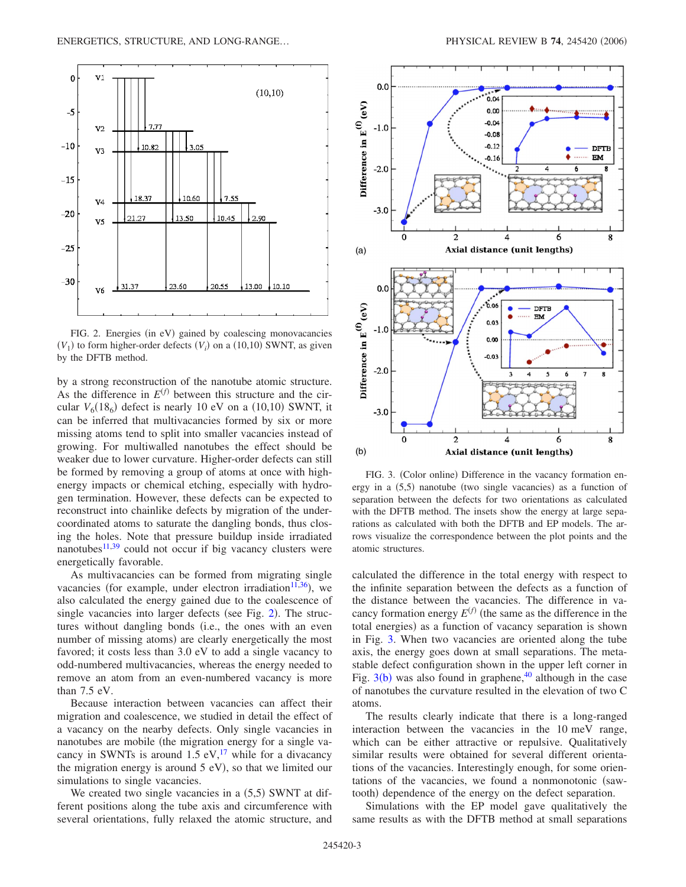FIG. 2. Energies (in eV) gained by coalescing monovacancies ($V_1$) to form higher-order defects ($V_i$) on a (10,10) SWNT, as given by the DFTB method.

by a strong reconstruction of the nanotube atomic structure. As the difference in $E^{(f)}$ between this structure and the circular $V_6(18_6)$ defect is nearly 10 eV on a (10,10) SWNT, it can be inferred that multivacancies formed by six or more missing atoms tend to split into smaller vacancies instead of growing. For multiwalled nanotubes the effect should be weaker due to lower curvature. Higher-order defects can still be formed by removing a group of atoms at once with high-energy impacts or chemical etching, especially with hydrogen termination. However, these defects can be expected to reconstruct into chainlike defects by migration of the undercoordinated atoms to saturate the dangling bonds, thus closing the holes. Note that pressure buildup inside irradiated nanotubes[11,39] could not occur if big vacancy clusters were energetically favorable.

As multivacancies can be formed from migrating single vacancies (for example, under electron irradiation[11,36]), we also calculated the energy gained due to the coalescence of single vacancies into larger defects (see Fig. 2). The structures without dangling bonds (i.e., the ones with an even number of missing atoms) are clearly energetically the most favored; it costs less than 3.0 eV to add a single vacancy to odd-numbered multivacancies, whereas the energy needed to remove an atom from an even-numbered vacancy is more than 7.5 eV.

Because interaction between vacancies can affect their migration and coalescence, we studied in detail the effect of a vacancy on the nearby defects. Only single vacancies in nanotubes are mobile (the migration energy for a single vacancy in SWNTs is around 1.5 eV,[17] while for a divacancy the migration energy is around 5 eV), so that we limited our simulations to single vacancies.

We created two single vacancies in a (5,5) SWNT at different positions along the tube axis and circumference with several orientations, fully relaxed the atomic structure, and calculated the difference in the total energy with respect to the infinite separation between the defects as a function of the distance between the vacancies. The difference in vacancy formation energy $E^{(f)}$ (the same as the difference in the total energies) as a function of vacancy separation is shown in Fig. 3. When two vacancies are oriented along the tube axis, the energy goes down at small separations. The metastable defect configuration shown in the upper left corner in Fig. 3(b) was also found in graphene,[40] although in the case of nanotubes the curvature resulted in the elevation of two C atoms.

FIG. 3. (Color online) Difference in the vacancy formation energy in a (5,5) nanotube (two single vacancies) as a function of separation between the defects for two orientations as calculated with the DFTB method. The insets show the energy at large separations as calculated with both the DFTB and EP models. The arrows visualize the correspondence between the plot points and the atomic structures.

The results clearly indicate that there is a long-ranged interaction between the vacancies in the 10 meV range, which can be either attractive or repulsive. Qualitatively similar results were obtained for several different orientations of the vacancies. Interestingly enough, for some orientations of the vacancies, we found a nonmonotonic (sawtooth) dependence of the energy on the defect separation.

Simulations with the EP model gave qualitatively the same results as with the DFTB method at small separations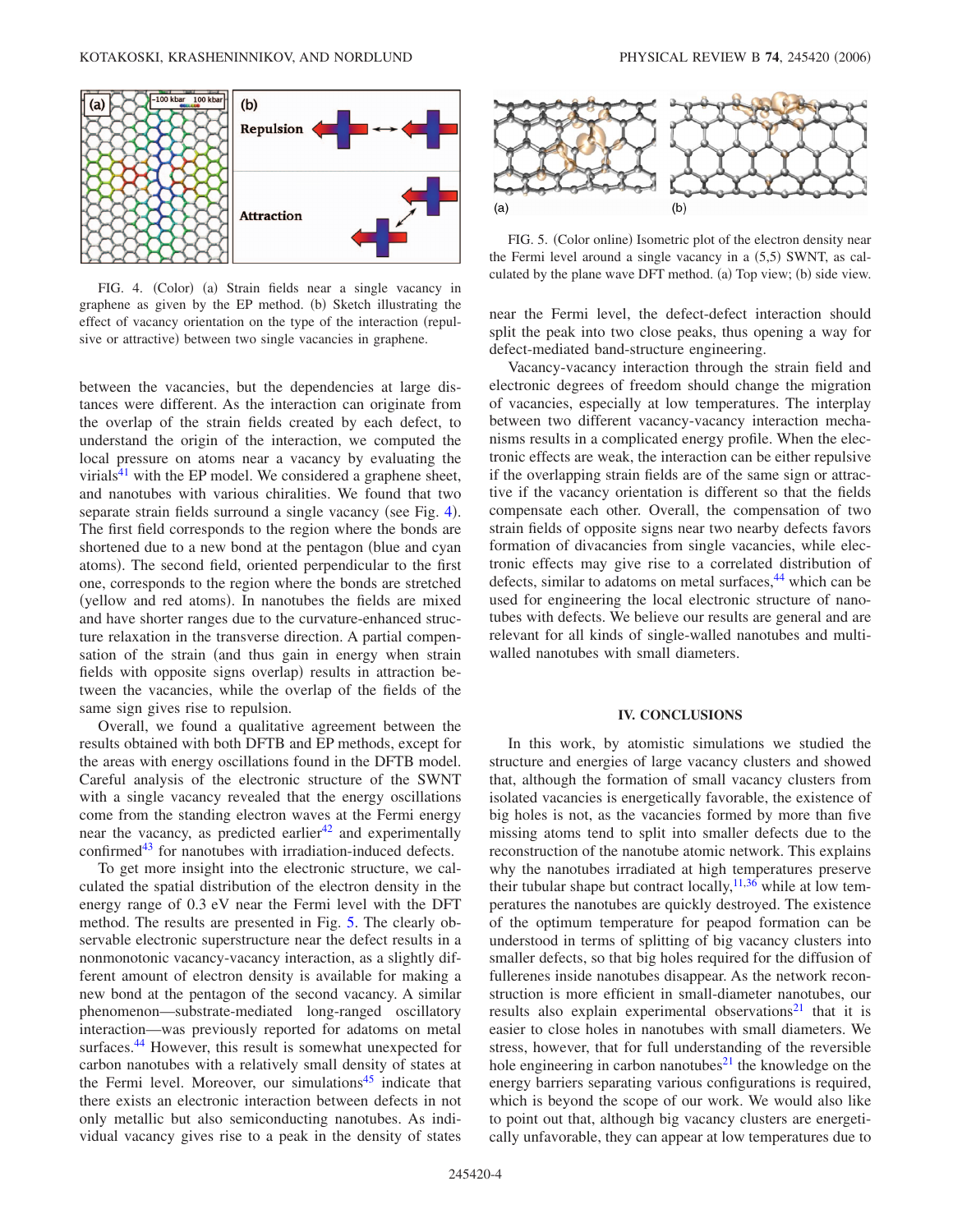(a) −100 kbar 100 kbar

(b) Repulsion

Attraction

FIG. 4. (Color) (a) Strain fields near a single vacancy in graphene as given by the EP method. (b) Sketch illustrating the effect of vacancy orientation on the type of the interaction (repulsive or attractive) between two single vacancies in graphene.

between the vacancies, but the dependencies at large distances were different. As the interaction can originate from the overlap of the strain fields created by each defect, to understand the origin of the interaction, we computed the local pressure on atoms near a vacancy by evaluating the virials[41] with the EP model. We considered a graphene sheet, and nanotubes with various chiralities. We found that two separate strain fields surround a single vacancy (see Fig. 4). The first field corresponds to the region where the bonds are shortened due to a new bond at the pentagon (blue and cyan atoms). The second field, oriented perpendicular to the first one, corresponds to the region where the bonds are stretched (yellow and red atoms). In nanotubes the fields are mixed and have shorter ranges due to the curvature-enhanced structure relaxation in the transverse direction. A partial compensation of the strain (and thus gain in energy when strain fields with opposite signs overlap) results in attraction between the vacancies, while the overlap of the fields of the same sign gives rise to repulsion.

Overall, we found a qualitative agreement between the results obtained with both DFTB and EP methods, except for the areas with energy oscillations found in the DFTB model. Careful analysis of the electronic structure of the SWNT with a single vacancy revealed that the energy oscillations come from the standing electron waves at the Fermi energy near the vacancy, as predicted earlier[42] and experimentally confirmed[43] for nanotubes with irradiation-induced defects.

To get more insight into the electronic structure, we calculated the spatial distribution of the electron density in the energy range of 0.3 eV near the Fermi level with the DFT method. The results are presented in Fig. 5. The clearly observable electronic superstructure near the defect results in a nonmonotonic vacancy-vacancy interaction, as a slightly different amount of electron density is available for making a new bond at the pentagon of the second vacancy. A similar phenomenon—substrate-mediated long-ranged oscillatory interaction—was previously reported for adatoms on metal surfaces.[44] However, this result is somewhat unexpected for carbon nanotubes with a relatively small density of states at the Fermi level. Moreover, our simulations[45] indicate that there exists an electronic interaction between defects in not only metallic but also semiconducting nanotubes. As individual vacancy gives rise to a peak in the density of states

(a) (b)

FIG. 5. (Color online) Isometric plot of the electron density near the Fermi level around a single vacancy in a (5,5) SWNT, as calculated by the plane wave DFT method. (a) Top view; (b) side view.

near the Fermi level, the defect-defect interaction should split the peak into two close peaks, thus opening a way for defect-mediated band-structure engineering.

Vacancy-vacancy interaction through the strain field and electronic degrees of freedom should change the migration of vacancies, especially at low temperatures. The interplay between two different vacancy-vacancy interaction mechanisms results in a complicated energy profile. When the electronic effects are weak, the interaction can be either repulsive if the overlapping strain fields are of the same sign or attractive if the vacancy orientation is different so that the fields compensate each other. Overall, the compensation of two strain fields of opposite signs near two nearby defects favors formation of divacancies from single vacancies, while electronic effects may give rise to a correlated distribution of defects, similar to adatoms on metal surfaces,[44] which can be used for engineering the local electronic structure of nanotubes with defects. We believe our results are general and are relevant for all kinds of single-walled nanotubes and multiwalled nanotubes with small diameters.

## IV. CONCLUSIONS

In this work, by atomistic simulations we studied the structure and energies of large vacancy clusters and showed that, although the formation of small vacancy clusters from isolated vacancies is energetically favorable, the existence of big holes is not, as the vacancies formed by more than five missing atoms tend to split into smaller defects due to the reconstruction of the nanotube atomic network. This explains why the nanotubes irradiated at high temperatures preserve their tubular shape but contract locally,[11,36] while at low temperatures the nanotubes are quickly destroyed. The existence of the optimum temperature for peapod formation can be understood in terms of splitting of big vacancy clusters into smaller defects, so that big holes required for the diffusion of fullerenes inside nanotubes disappear. As the network reconstruction is more efficient in small-diameter nanotubes, our results also explain experimental observations[21] that it is easier to close holes in nanotubes with small diameters. We stress, however, that for full understanding of the reversible hole engineering in carbon nanotubes[21] the knowledge on the energy barriers separating various configurations is required, which is beyond the scope of our work. We would also like to point out that, although big vacancy clusters are energetically unfavorable, they can appear at low temperatures due to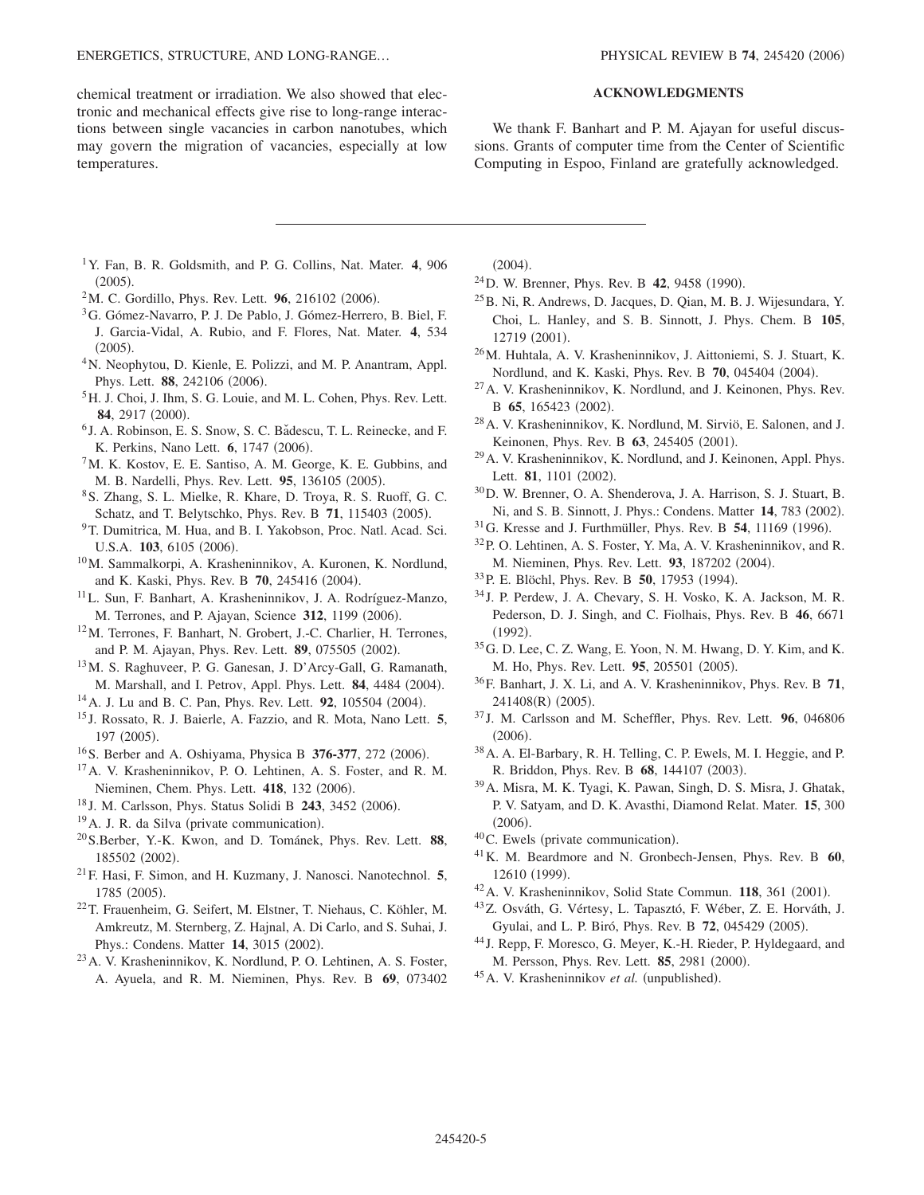chemical treatment or irradiation. We also showed that electronic and mechanical effects give rise to long-range interactions between single vacancies in carbon nanotubes, which may govern the migration of vacancies, especially at low temperatures.

## ACKNOWLEDGMENTS

We thank F. Banhart and P. M. Ajayan for useful discussions. Grants of computer time from the Center of Scientific Computing in Espoo, Finland are gratefully acknowledged.

---

[1] Y. Fan, B. R. Goldsmith, and P. G. Collins, Nat. Mater. **4**, 906 (2005).

[2] M. C. Gordillo, Phys. Rev. Lett. **96**, 216102 (2006).

[3] G. Gómez-Navarro, P. J. De Pablo, J. Gómez-Herrero, B. Biel, F. J. Garcia-Vidal, A. Rubio, and F. Flores, Nat. Mater. **4**, 534 (2005).

[4] N. Neophytou, D. Kienle, E. Polizzi, and M. P. Anantram, Appl. Phys. Lett. **88**, 242106 (2006).

[5] H. J. Choi, J. Ihm, S. G. Louie, and M. L. Cohen, Phys. Rev. Lett. **84**, 2917 (2000).

[6] J. A. Robinson, E. S. Snow, S. C. Bădescu, T. L. Reinecke, and F. K. Perkins, Nano Lett. **6**, 1747 (2006).

[7] M. K. Kostov, E. E. Santiso, A. M. George, K. E. Gubbins, and M. B. Nardelli, Phys. Rev. Lett. **95**, 136105 (2005).

[8] S. Zhang, S. L. Mielke, R. Khare, D. Troya, R. S. Ruoff, G. C. Schatz, and T. Belytschko, Phys. Rev. B **71**, 115403 (2005).

[9] T. Dumitrica, M. Hua, and B. I. Yakobson, Proc. Natl. Acad. Sci. U.S.A. **103**, 6105 (2006).

[10] M. Sammalkorpi, A. Krasheninnikov, A. Kuronen, K. Nordlund, and K. Kaski, Phys. Rev. B **70**, 245416 (2004).

[11] L. Sun, F. Banhart, A. Krasheninnikov, J. A. Rodríguez-Manzo, M. Terrones, and P. Ajayan, Science **312**, 1199 (2006).

[12] M. Terrones, F. Banhart, N. Grobert, J.-C. Charlier, H. Terrones, and P. M. Ajayan, Phys. Rev. Lett. **89**, 075505 (2002).

[13] M. S. Raghuveer, P. G. Ganesan, J. D'Arcy-Gall, G. Ramanath, M. Marshall, and I. Petrov, Appl. Phys. Lett. **84**, 4484 (2004).

[14] A. J. Lu and B. C. Pan, Phys. Rev. Lett. **92**, 105504 (2004).

[15] J. Rossato, R. J. Baierle, A. Fazzio, and R. Mota, Nano Lett. **5**, 197 (2005).

[16] S. Berber and A. Oshiyama, Physica B **376-377**, 272 (2006).

[17] A. V. Krasheninnikov, P. O. Lehtinen, A. S. Foster, and R. M. Nieminen, Chem. Phys. Lett. **418**, 132 (2006).

[18] J. M. Carlsson, Phys. Status Solidi B **243**, 3452 (2006).

[19] A. J. R. da Silva (private communication).

[20] S. Berber, Y.-K. Kwon, and D. Tománek, Phys. Rev. Lett. **88**, 185502 (2002).

[21] F. Hasi, F. Simon, and H. Kuzmany, J. Nanosci. Nanotechnol. **5**, 1785 (2005).

[22] T. Frauenheim, G. Seifert, M. Elstner, T. Niehaus, C. Köhler, M. Amkreutz, M. Sternberg, Z. Hajnal, A. Di Carlo, and S. Suhai, J. Phys.: Condens. Matter **14**, 3015 (2002).

[23] A. V. Krasheninnikov, K. Nordlund, P. O. Lehtinen, A. S. Foster, A. Ayuela, and R. M. Nieminen, Phys. Rev. B **69**, 073402 (2004).

[24] D. W. Brenner, Phys. Rev. B **42**, 9458 (1990).

[25] B. Ni, R. Andrews, D. Jacques, D. Qian, M. B. J. Wijesundara, Y. Choi, L. Hanley, and S. B. Sinnott, J. Phys. Chem. B **105**, 12719 (2001).

[26] M. Huhtala, A. V. Krasheninnikov, J. Aittoniemi, S. J. Stuart, K. Nordlund, and K. Kaski, Phys. Rev. B **70**, 045404 (2004).

[27] A. V. Krasheninnikov, K. Nordlund, and J. Keinonen, Phys. Rev. B **65**, 165423 (2002).

[28] A. V. Krasheninnikov, K. Nordlund, M. Sirviö, E. Salonen, and J. Keinonen, Phys. Rev. B **63**, 245405 (2001).

[29] A. V. Krasheninnikov, K. Nordlund, and J. Keinonen, Appl. Phys. Lett. **81**, 1101 (2002).

[30] D. W. Brenner, O. A. Shenderova, J. A. Harrison, S. J. Stuart, B. Ni, and S. B. Sinnott, J. Phys.: Condens. Matter **14**, 783 (2002).

[31] G. Kresse and J. Furthmüller, Phys. Rev. B **54**, 11169 (1996).

[32] P. O. Lehtinen, A. S. Foster, Y. Ma, A. V. Krasheninnikov, and R. M. Nieminen, Phys. Rev. Lett. **93**, 187202 (2004).

[33] P. E. Blöchl, Phys. Rev. B **50**, 17953 (1994).

[34] J. P. Perdew, J. A. Chevary, S. H. Vosko, K. A. Jackson, M. R. Pederson, D. J. Singh, and C. Fiolhais, Phys. Rev. B **46**, 6671 (1992).

[35] G. D. Lee, C. Z. Wang, E. Yoon, N. M. Hwang, D. Y. Kim, and K. M. Ho, Phys. Rev. Lett. **95**, 205501 (2005).

[36] F. Banhart, J. X. Li, and A. V. Krasheninnikov, Phys. Rev. B **71**, 241408(R) (2005).

[37] J. M. Carlsson and M. Scheffler, Phys. Rev. Lett. **96**, 046806 (2006).

[38] A. A. El-Barbary, R. H. Telling, C. P. Ewels, M. I. Heggie, and P. R. Briddon, Phys. Rev. B **68**, 144107 (2003).

[39] A. Misra, M. K. Tyagi, K. Pawan, Singh, D. S. Misra, J. Ghatak, P. V. Satyam, and D. K. Avasthi, Diamond Relat. Mater. **15**, 300 (2006).

[40] C. Ewels (private communication).

[41] K. M. Beardmore and N. Gronbech-Jensen, Phys. Rev. B **60**, 12610 (1999).

[42] A. V. Krasheninnikov, Solid State Commun. **118**, 361 (2001).

[43] Z. Osváth, G. Vértesy, L. Tapasztó, F. Wéber, Z. E. Horváth, J. Gyulai, and L. P. Biró, Phys. Rev. B **72**, 045429 (2005).

[44] J. Repp, F. Moresco, G. Meyer, K.-H. Rieder, P. Hyldegaard, and M. Persson, Phys. Rev. Lett. **85**, 2981 (2000).

[45] A. V. Krasheninnikov *et al.* (unpublished).